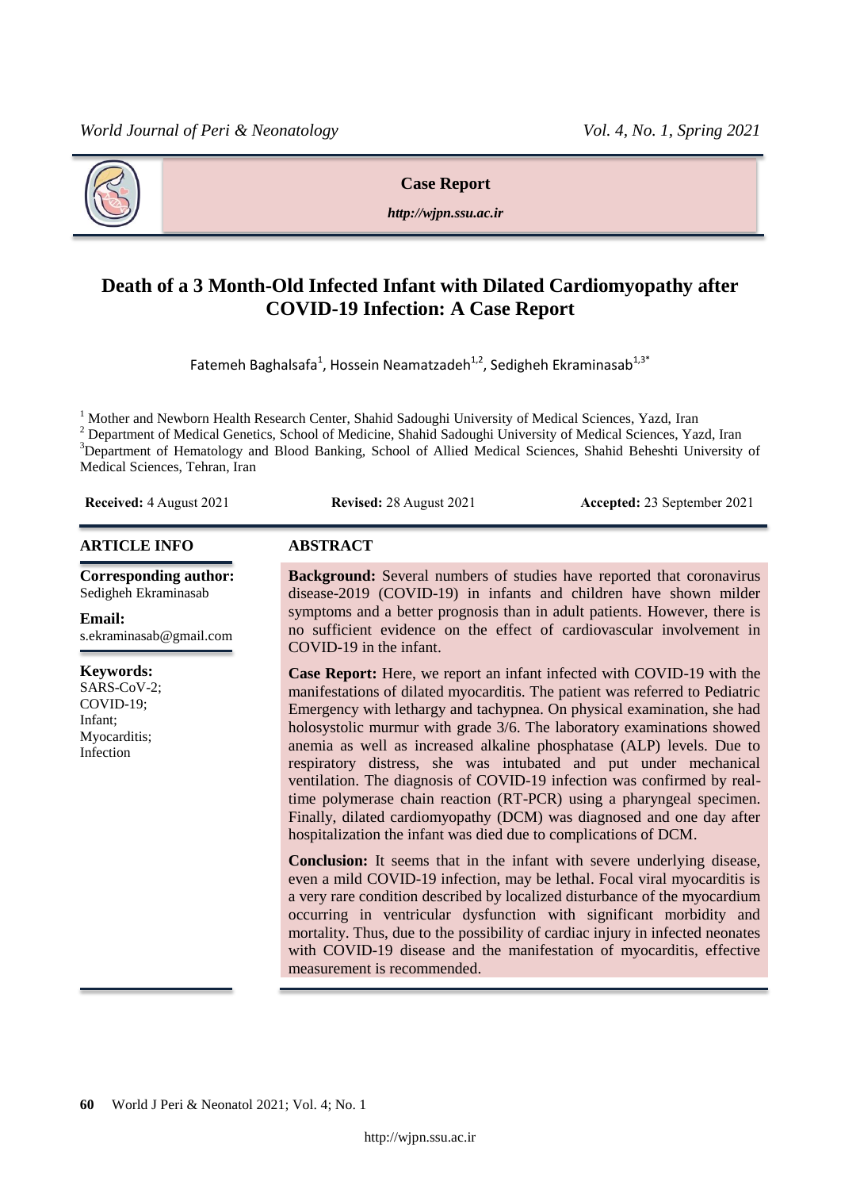Case Report

*http://wjpn.ssu.ac.ir*

# Death of a 3 Month-Old Infected Infant with Dilated Cardiomyopathy after COVID-19 Infection: A Case Report

Fatemeh Baghalsafa[1], Hossein Neamatzadeh[1,2], Sedigheh Ekraminasab[1,3*]

[1] Mother and Newborn Health Research Center, Shahid Sadoughi University of Medical Sciences, Yazd, Iran
[2] Department of Medical Genetics, School of Medicine, Shahid Sadoughi University of Medical Sciences, Yazd, Iran
[3] Department of Hematology and Blood Banking, School of Allied Medical Sciences, Shahid Beheshti University of Medical Sciences, Tehran, Iran

**Received:** 4 August 2021 **Revised:** 28 August 2021 **Accepted:** 23 September 2021

## ARTICLE INFO

**Corresponding author:**
Sedigheh Ekraminasab

**Email:**
s.ekraminasab@gmail.com

**Keywords:**
SARS-CoV-2;
COVID-19;
Infant;
Myocarditis;
Infection

## ABSTRACT

**Background:** Several numbers of studies have reported that coronavirus disease-2019 (COVID-19) in infants and children have shown milder symptoms and a better prognosis than in adult patients. However, there is no sufficient evidence on the effect of cardiovascular involvement in COVID-19 in the infant.

**Case Report:** Here, we report an infant infected with COVID-19 with the manifestations of dilated myocarditis. The patient was referred to Pediatric Emergency with lethargy and tachypnea. On physical examination, she had holosystolic murmur with grade 3/6. The laboratory examinations showed anemia as well as increased alkaline phosphatase (ALP) levels. Due to respiratory distress, she was intubated and put under mechanical ventilation. The diagnosis of COVID-19 infection was confirmed by real-time polymerase chain reaction (RT-PCR) using a pharyngeal specimen. Finally, dilated cardiomyopathy (DCM) was diagnosed and one day after hospitalization the infant was died due to complications of DCM.

**Conclusion:** It seems that in the infant with severe underlying disease, even a mild COVID-19 infection, may be lethal. Focal viral myocarditis is a very rare condition described by localized disturbance of the myocardium occurring in ventricular dysfunction with significant morbidity and mortality. Thus, due to the possibility of cardiac injury in infected neonates with COVID-19 disease and the manifestation of myocarditis, effective measurement is recommended.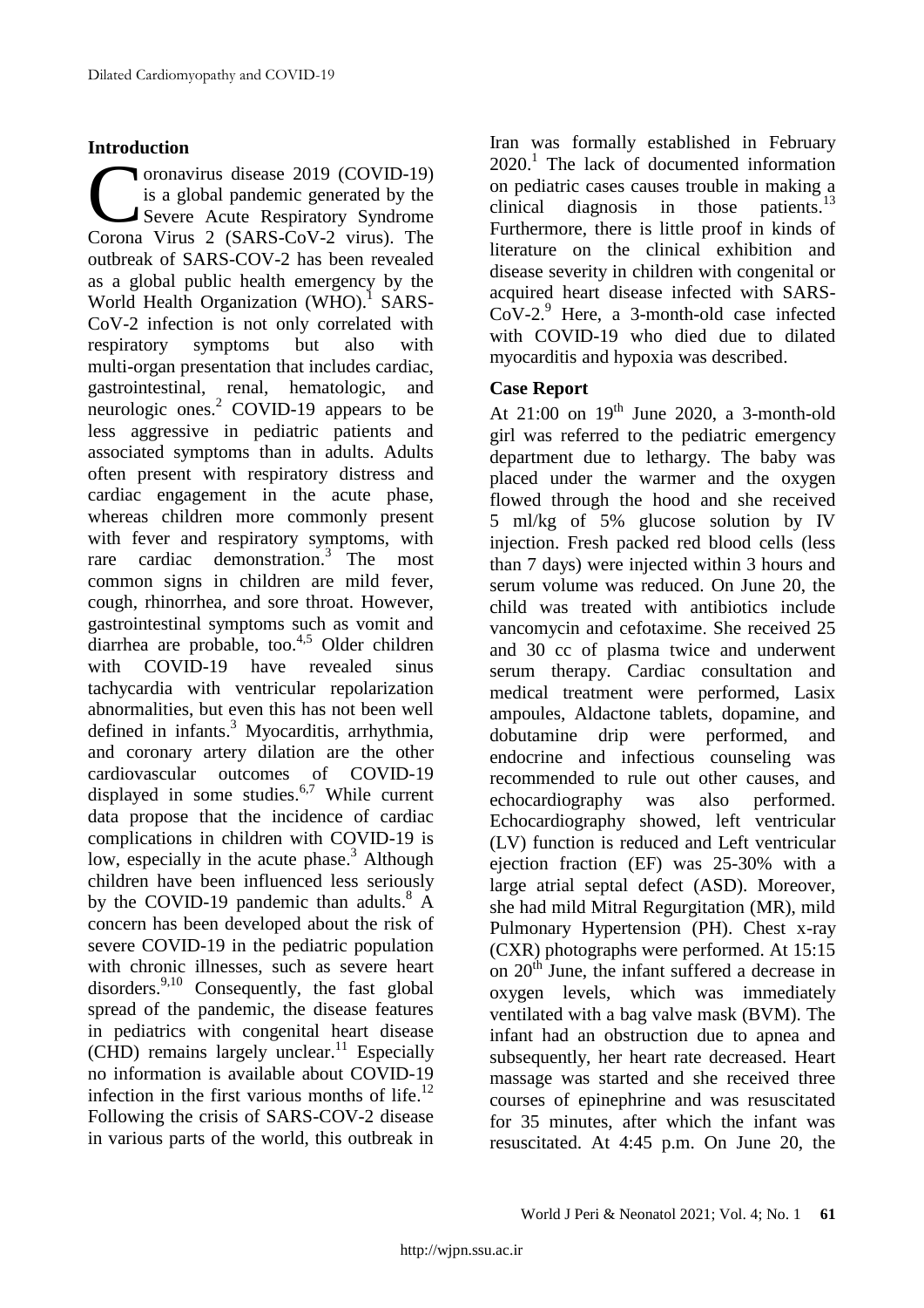## Introduction

Coronavirus disease 2019 (COVID-19) is a global pandemic generated by the Severe Acute Respiratory Syndrome Corona Virus 2 (SARS-CoV-2 virus). The outbreak of SARS-COV-2 has been revealed as a global public health emergency by the World Health Organization (WHO).[1] SARS-CoV-2 infection is not only correlated with respiratory symptoms but also with multi-organ presentation that includes cardiac, gastrointestinal, renal, hematologic, and neurologic ones.[2] COVID-19 appears to be less aggressive in pediatric patients and associated symptoms than in adults. Adults often present with respiratory distress and cardiac engagement in the acute phase, whereas children more commonly present with fever and respiratory symptoms, with rare cardiac demonstration.[3] The most common signs in children are mild fever, cough, rhinorrhea, and sore throat. However, gastrointestinal symptoms such as vomit and diarrhea are probable, too.[4,5] Older children with COVID-19 have revealed sinus tachycardia with ventricular repolarization abnormalities, but even this has not been well defined in infants.[3] Myocarditis, arrhythmia, and coronary artery dilation are the other cardiovascular outcomes of COVID-19 displayed in some studies.[6,7] While current data propose that the incidence of cardiac complications in children with COVID-19 is low, especially in the acute phase.[3] Although children have been influenced less seriously by the COVID-19 pandemic than adults.[8] A concern has been developed about the risk of severe COVID-19 in the pediatric population with chronic illnesses, such as severe heart disorders.[9,10] Consequently, the fast global spread of the pandemic, the disease features in pediatrics with congenital heart disease (CHD) remains largely unclear.[11] Especially no information is available about COVID-19 infection in the first various months of life.[12] Following the crisis of SARS-COV-2 disease in various parts of the world, this outbreak in Iran was formally established in February 2020.[1] The lack of documented information on pediatric cases causes trouble in making a clinical diagnosis in those patients.[13] Furthermore, there is little proof in kinds of literature on the clinical exhibition and disease severity in children with congenital or acquired heart disease infected with SARS-CoV-2.[9] Here, a 3-month-old case infected with COVID-19 who died due to dilated myocarditis and hypoxia was described.

## Case Report

At 21:00 on 19th June 2020, a 3-month-old girl was referred to the pediatric emergency department due to lethargy. The baby was placed under the warmer and the oxygen flowed through the hood and she received 5 ml/kg of 5% glucose solution by IV injection. Fresh packed red blood cells (less than 7 days) were injected within 3 hours and serum volume was reduced. On June 20, the child was treated with antibiotics include vancomycin and cefotaxime. She received 25 and 30 cc of plasma twice and underwent serum therapy. Cardiac consultation and medical treatment were performed, Lasix ampoules, Aldactone tablets, dopamine, and dobutamine drip were performed, and endocrine and infectious counseling was recommended to rule out other causes, and echocardiography was also performed. Echocardiography showed, left ventricular (LV) function is reduced and Left ventricular ejection fraction (EF) was 25-30% with a large atrial septal defect (ASD). Moreover, she had mild Mitral Regurgitation (MR), mild Pulmonary Hypertension (PH). Chest x-ray (CXR) photographs were performed. At 15:15 on 20th June, the infant suffered a decrease in oxygen levels, which was immediately ventilated with a bag valve mask (BVM). The infant had an obstruction due to apnea and subsequently, her heart rate decreased. Heart massage was started and she received three courses of epinephrine and was resuscitated for 35 minutes, after which the infant was resuscitated. At 4:45 p.m. On June 20, the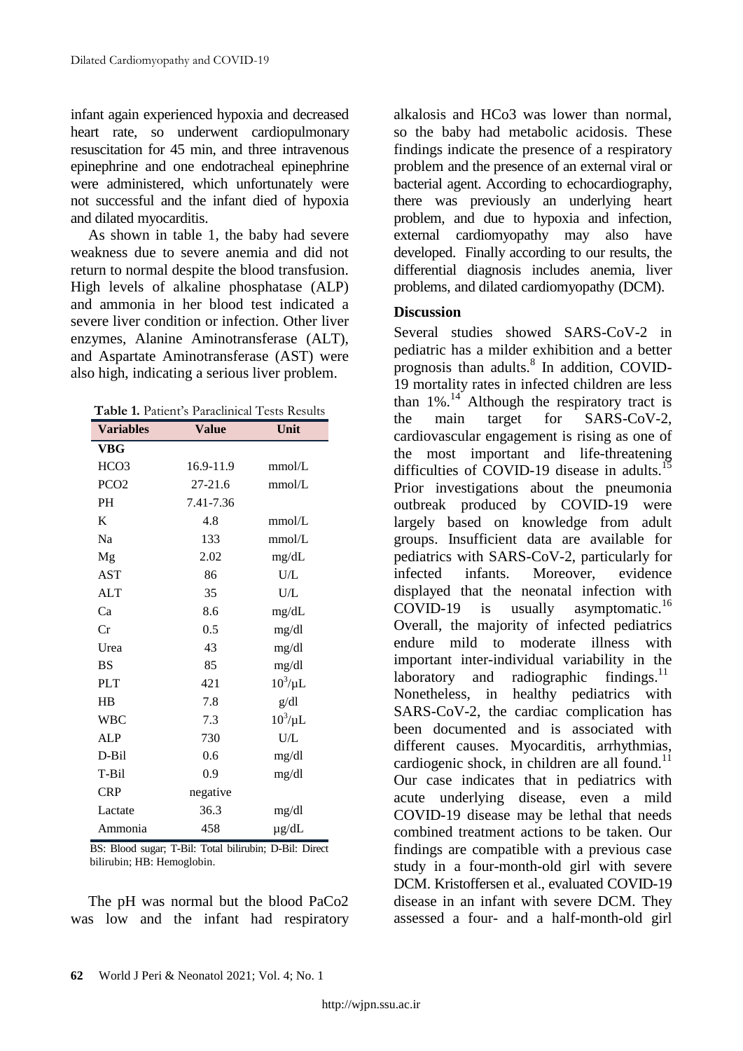infant again experienced hypoxia and decreased heart rate, so underwent cardiopulmonary resuscitation for 45 min, and three intravenous epinephrine and one endotracheal epinephrine were administered, which unfortunately were not successful and the infant died of hypoxia and dilated myocarditis.

As shown in table 1, the baby had severe weakness due to severe anemia and did not return to normal despite the blood transfusion. High levels of alkaline phosphatase (ALP) and ammonia in her blood test indicated a severe liver condition or infection. Other liver enzymes, Alanine Aminotransferase (ALT), and Aspartate Aminotransferase (AST) were also high, indicating a serious liver problem.

**Table 1.** Patient's Paraclinical Tests Results

| Variables | Value | Unit |
|---|---|---|
| **VBG** | | |
| HCO3 | 16.9-11.9 | mmol/L |
| PCO2 | 27-21.6 | mmol/L |
| PH | 7.41-7.36 | |
| K | 4.8 | mmol/L |
| Na | 133 | mmol/L |
| Mg | 2.02 | mg/dL |
| AST | 86 | U/L |
| ALT | 35 | U/L |
| Ca | 8.6 | mg/dL |
| Cr | 0.5 | mg/dl |
| Urea | 43 | mg/dl |
| BS | 85 | mg/dl |
| PLT | 421 | $10^3/\mu L$ |
| HB | 7.8 | g/dl |
| WBC | 7.3 | $10^3/\mu L$ |
| ALP | 730 | U/L |
| D-Bil | 0.6 | mg/dl |
| T-Bil | 0.9 | mg/dl |
| CRP | negative | |
| Lactate | 36.3 | mg/dl |
| Ammonia | 458 | µg/dL |

BS: Blood sugar; T-Bil: Total bilirubin; D-Bil: Direct bilirubin; HB: Hemoglobin.

The pH was normal but the blood PaCo2 was low and the infant had respiratory alkalosis and HCo3 was lower than normal, so the baby had metabolic acidosis. These findings indicate the presence of a respiratory problem and the presence of an external viral or bacterial agent. According to echocardiography, there was previously an underlying heart problem, and due to hypoxia and infection, external cardiomyopathy may also have developed. Finally according to our results, the differential diagnosis includes anemia, liver problems, and dilated cardiomyopathy (DCM).

## Discussion

Several studies showed SARS-CoV-2 in pediatric has a milder exhibition and a better prognosis than adults.[8] In addition, COVID-19 mortality rates in infected children are less than 1%.[14] Although the respiratory tract is the main target for SARS-CoV-2, cardiovascular engagement is rising as one of the most important and life-threatening difficulties of COVID-19 disease in adults.[15] Prior investigations about the pneumonia outbreak produced by COVID-19 were largely based on knowledge from adult groups. Insufficient data are available for pediatrics with SARS-CoV-2, particularly for infected infants. Moreover, evidence displayed that the neonatal infection with COVID-19 is usually asymptomatic.[16] Overall, the majority of infected pediatrics endure mild to moderate illness with important inter-individual variability in the laboratory and radiographic findings.[11] Nonetheless, in healthy pediatrics with SARS-CoV-2, the cardiac complication has been documented and is associated with different causes. Myocarditis, arrhythmias, cardiogenic shock, in children are all found.[11] Our case indicates that in pediatrics with acute underlying disease, even a mild COVID-19 disease may be lethal that needs combined treatment actions to be taken. Our findings are compatible with a previous case study in a four-month-old girl with severe DCM. Kristoffersen et al., evaluated COVID-19 disease in an infant with severe DCM. They assessed a four- and a half-month-old girl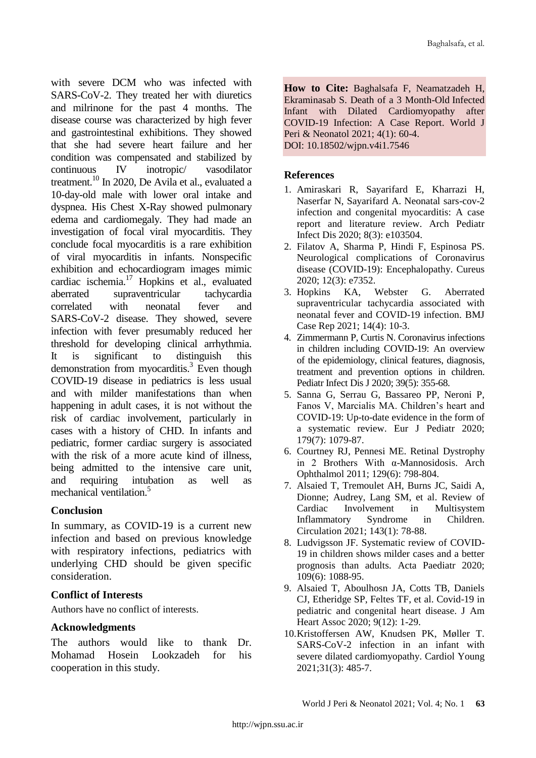with severe DCM who was infected with SARS-CoV-2. They treated her with diuretics and milrinone for the past 4 months. The disease course was characterized by high fever and gastrointestinal exhibitions. They showed that she had severe heart failure and her condition was compensated and stabilized by continuous IV inotropic/ vasodilator treatment.[10] In 2020, De Avila et al., evaluated a 10-day-old male with lower oral intake and dyspnea. His Chest X-Ray showed pulmonary edema and cardiomegaly. They had made an investigation of focal viral myocarditis. They conclude focal myocarditis is a rare exhibition of viral myocarditis in infants. Nonspecific exhibition and echocardiogram images mimic cardiac ischemia.[17] Hopkins et al., evaluated aberrated supraventricular tachycardia correlated with neonatal fever and SARS-CoV-2 disease. They showed, severe infection with fever presumably reduced her threshold for developing clinical arrhythmia. It is significant to distinguish this demonstration from myocarditis.[3] Even though COVID-19 disease in pediatrics is less usual and with milder manifestations than when happening in adult cases, it is not without the risk of cardiac involvement, particularly in cases with a history of CHD. In infants and pediatric, former cardiac surgery is associated with the risk of a more acute kind of illness, being admitted to the intensive care unit, and requiring intubation as well as mechanical ventilation.[5]

## Conclusion

In summary, as COVID-19 is a current new infection and based on previous knowledge with respiratory infections, pediatrics with underlying CHD should be given specific consideration.

## Conflict of Interests

Authors have no conflict of interests.

## Acknowledgments

The authors would like to thank Dr. Mohamad Hosein Lookzadeh for his cooperation in this study.

**How to Cite:** Baghalsafa F, Neamatzadeh H, Ekraminasab S. Death of a 3 Month-Old Infected Infant with Dilated Cardiomyopathy after COVID-19 Infection: A Case Report. World J Peri & Neonatol 2021; 4(1): 60-4.
DOI: 10.18502/wjpn.v4i1.7546

## References

1. Amiraskari R, Sayarifard E, Kharrazi H, Naserfar N, Sayarifard A. Neonatal sars-cov-2 infection and congenital myocarditis: A case report and literature review. Arch Pediatr Infect Dis 2020; 8(3): e103504.
2. Filatov A, Sharma P, Hindi F, Espinosa PS. Neurological complications of Coronavirus disease (COVID-19): Encephalopathy. Cureus 2020; 12(3): e7352.
3. Hopkins KA, Webster G. Aberrated supraventricular tachycardia associated with neonatal fever and COVID-19 infection. BMJ Case Rep 2021; 14(4): 10-3.
4. Zimmermann P, Curtis N. Coronavirus infections in children including COVID-19: An overview of the epidemiology, clinical features, diagnosis, treatment and prevention options in children. Pediatr Infect Dis J 2020; 39(5): 355-68.
5. Sanna G, Serrau G, Bassareo PP, Neroni P, Fanos V, Marcialis MA. Children's heart and COVID-19: Up-to-date evidence in the form of a systematic review. Eur J Pediatr 2020; 179(7): 1079-87.
6. Courtney RJ, Pennesi ME. Retinal Dystrophy in 2 Brothers With α-Mannosidosis. Arch Ophthalmol 2011; 129(6): 798-804.
7. Alsaied T, Tremoulet AH, Burns JC, Saidi A, Dionne; Audrey, Lang SM, et al. Review of Cardiac Involvement in Multisystem Inflammatory Syndrome in Children. Circulation 2021; 143(1): 78-88.
8. Ludvigsson JF. Systematic review of COVID-19 in children shows milder cases and a better prognosis than adults. Acta Paediatr 2020; 109(6): 1088-95.
9. Alsaied T, Aboulhosn JA, Cotts TB, Daniels CJ, Etheridge SP, Feltes TF, et al. Covid-19 in pediatric and congenital heart disease. J Am Heart Assoc 2020; 9(12): 1-29.
10. Kristoffersen AW, Knudsen PK, Møller T. SARS-CoV-2 infection in an infant with severe dilated cardiomyopathy. Cardiol Young 2021;31(3): 485-7.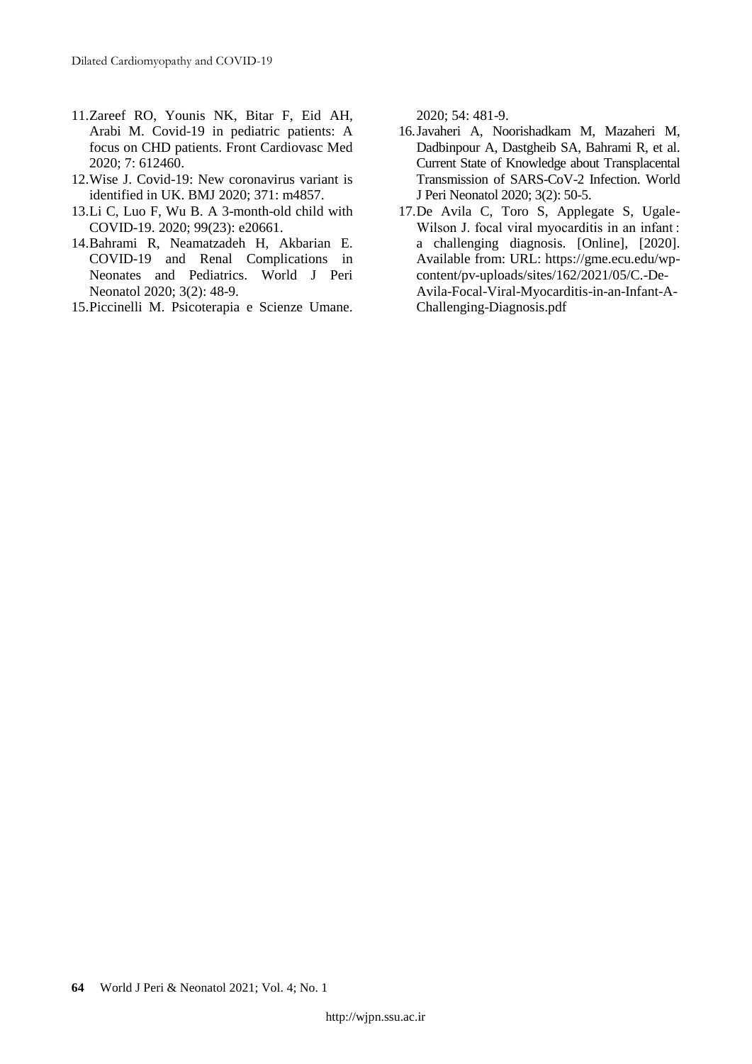11. Zareef RO, Younis NK, Bitar F, Eid AH, Arabi M. Covid-19 in pediatric patients: A focus on CHD patients. Front Cardiovasc Med 2020; 7: 612460.
12. Wise J. Covid-19: New coronavirus variant is identified in UK. BMJ 2020; 371: m4857.
13. Li C, Luo F, Wu B. A 3-month-old child with COVID-19. 2020; 99(23): e20661.
14. Bahrami R, Neamatzadeh H, Akbarian E. COVID-19 and Renal Complications in Neonates and Pediatrics. World J Peri Neonatol 2020; 3(2): 48-9.
15. Piccinelli M. Psicoterapia e Scienze Umane. 2020; 54: 481-9.
16. Javaheri A, Noorishadkam M, Mazaheri M, Dadbinpour A, Dastgheib SA, Bahrami R, et al. Current State of Knowledge about Transplacental Transmission of SARS-CoV-2 Infection. World J Peri Neonatol 2020; 3(2): 50-5.
17. De Avila C, Toro S, Applegate S, Ugale-Wilson J. focal viral myocarditis in an infant : a challenging diagnosis. [Online], [2020]. Available from: URL: https://gme.ecu.edu/wp-content/pv-uploads/sites/162/2021/05/C.-De-Avila-Focal-Viral-Myocarditis-in-an-Infant-A-Challenging-Diagnosis.pdf